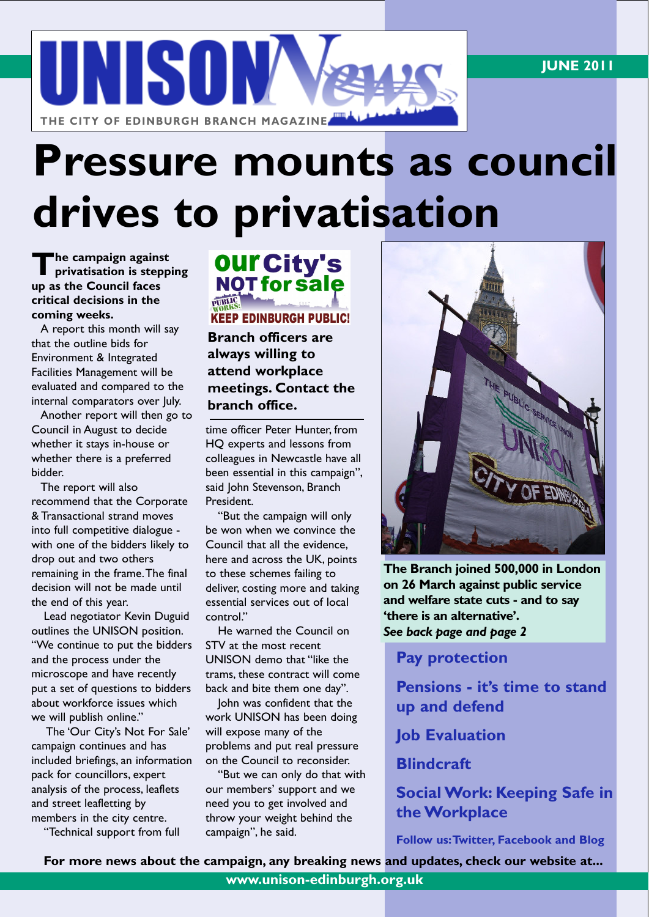# UNISON News

THE CITY OF EDINBURGH BRANCH MAGAZINE

JUNE 2011

# Pressure mounts as council drives to privatisation

**The campaign against privatisation is stepping up as the Council faces critical decisions in the coming weeks.**

A report this month will say that the outline bids for Environment & Integrated Facilities Management will be evaluated and compared to the internal comparators over July.

Another report will then go to Council in August to decide whether it stays in-house or whether there is a preferred bidder.

The report will also recommend that the Corporate & Transactional strand moves into full competitive dialogue - with one of the bidders likely to drop out and two others remaining in the frame. The final decision will not be made until the end of this year.

Lead negotiator Kevin Duguid outlines the UNISON position. "We continue to put the bidders and the process under the microscope and have recently put a set of questions to bidders about workforce issues which we will publish online."

The 'Our City's Not For Sale' campaign continues and has included briefings, an information pack for councillors, expert analysis of the process, leaflets and street leafletting by members in the city centre.

"Technical support from full time officer Peter Hunter, from HQ experts and lessons from colleagues in Newcastle have all been essential in this campaign", said John Stevenson, Branch President.

"But the campaign will only be won when we convince the Council that all the evidence, here and across the UK, points to these schemes failing to deliver, costing more and taking essential services out of local control."

He warned the Council on STV at the most recent UNISON demo that "like the trams, these contract will come back and bite them one day".

John was confident that the work UNISON has been doing will expose many of the problems and put real pressure on the Council to reconsider.

"But we can only do that with our members' support and we need you to get involved and throw your weight behind the campaign", he said.

**our City's NOT for sale**

PUBLIC WORKS: **KEEP EDINBURGH PUBLIC!**

**Branch officers are always willing to attend workplace meetings. Contact the branch office.**

**The Branch joined 500,000 in London on 26 March against public service and welfare state cuts - and to say 'there is an alternative'.**
***See back page and page 2***

## Pay protection

## Pensions - it's time to stand up and defend

## Job Evaluation

## Blindcraft

## Social Work: Keeping Safe in the Workplace

**Follow us: Twitter, Facebook and Blog**

**For more news about the campaign, any breaking news and updates, check our website at...**

**www.unison-edinburgh.org.uk**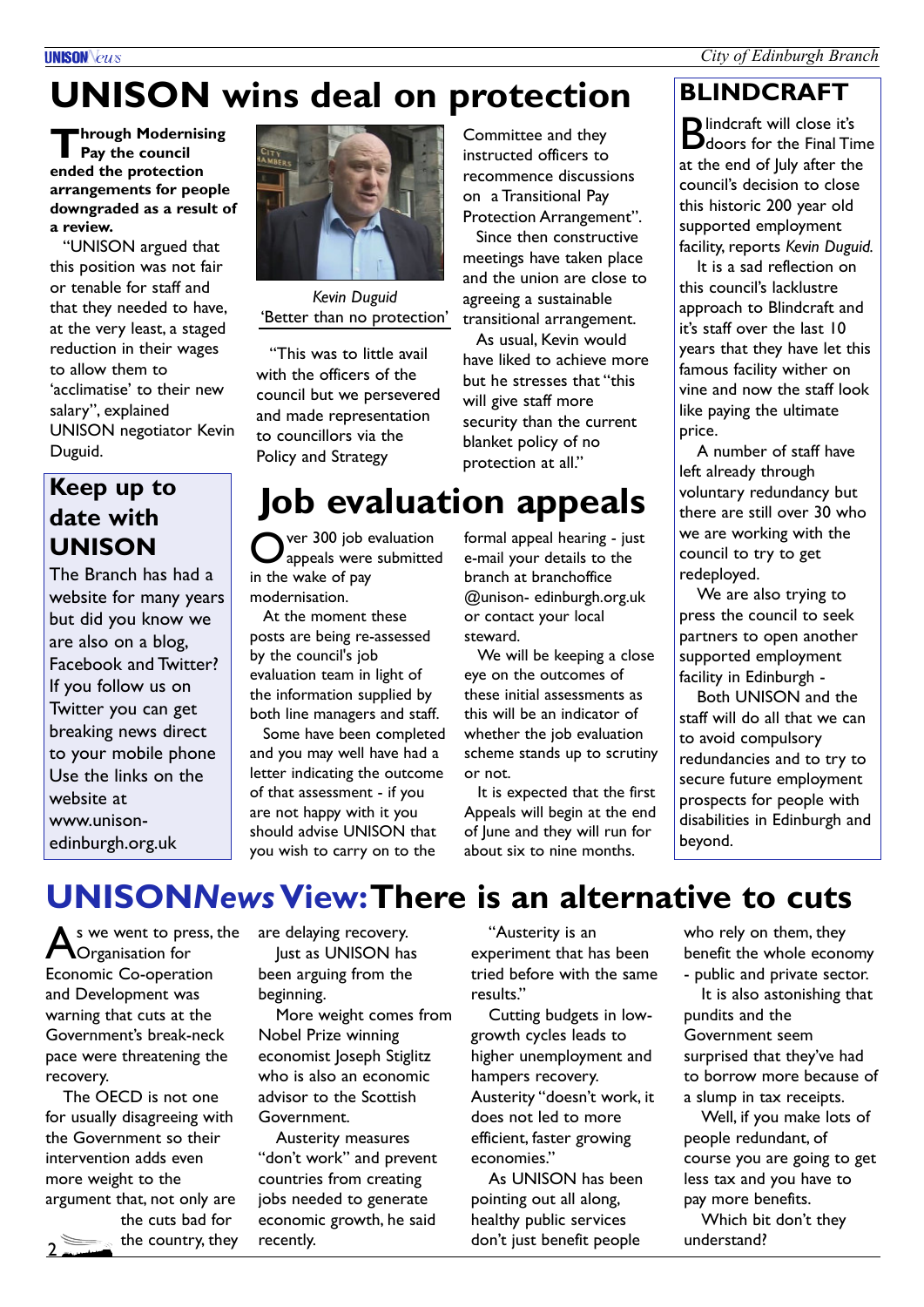# UNISON wins deal on protection

**Through Modernising Pay the council ended the protection arrangements for people downgraded as a result of a review.**

"UNISON argued that this position was not fair or tenable for staff and that they needed to have, at the very least, a staged reduction in their wages to allow them to 'acclimatise' to their new salary", explained UNISON negotiator Kevin Duguid.

*Kevin Duguid*
'Better than no protection'

"This was to little avail with the officers of the council but we persevered and made representation to councillors via the Policy and Strategy Committee and they instructed officers to recommence discussions on a Transitional Pay Protection Arrangement".

Since then constructive meetings have taken place and the union are close to agreeing a sustainable transitional arrangement.

As usual, Kevin would have liked to achieve more but he stresses that "this will give staff more security than the current blanket policy of no protection at all."

## Keep up to date with UNISON

The Branch has had a website for many years but did you know we are also on a blog, Facebook and Twitter? If you follow us on Twitter you can get breaking news direct to your mobile phone Use the links on the website at www.unison-edinburgh.org.uk

# Job evaluation appeals

Over 300 job evaluation appeals were submitted in the wake of pay modernisation.

At the moment these posts are being re-assessed by the council's job evaluation team in light of the information supplied by both line managers and staff.

Some have been completed and you may well have had a letter indicating the outcome of that assessment - if you are not happy with it you should advise UNISON that you wish to carry on to the formal appeal hearing - just e-mail your details to the branch at branchoffice@unison-edinburgh.org.uk or contact your local steward.

We will be keeping a close eye on the outcomes of these initial assessments as this will be an indicator of whether the job evaluation scheme stands up to scrutiny or not.

It is expected that the first Appeals will begin at the end of June and they will run for about six to nine months.

## BLINDCRAFT

Blindcraft will close it's doors for the Final Time at the end of July after the council's decision to close this historic 200 year old supported employment facility, reports *Kevin Duguid.*

It is a sad reflection on this council's lacklustre approach to Blindcraft and it's staff over the last 10 years that they have let this famous facility wither on vine and now the staff look like paying the ultimate price.

A number of staff have left already through voluntary redundancy but there are still over 30 who we are working with the council to try to get redeployed.

We are also trying to press the council to seek partners to open another supported employment facility in Edinburgh -

Both UNISON and the staff will do all that we can to avoid compulsory redundancies and to try to secure future employment prospects for people with disabilities in Edinburgh and beyond.

# UNISON*News* View: There is an alternative to cuts

As we went to press, the Organisation for Economic Co-operation and Development was warning that cuts at the Government's break-neck pace were threatening the recovery.

The OECD is not one for usually disagreeing with the Government so their intervention adds even more weight to the argument that, not only are the cuts bad for the country, they are delaying recovery.

Just as UNISON has been arguing from the beginning.

More weight comes from Nobel Prize winning economist Joseph Stiglitz who is also an economic advisor to the Scottish Government.

Austerity measures "don't work" and prevent countries from creating jobs needed to generate economic growth, he said recently.

"Austerity is an experiment that has been tried before with the same results."

Cutting budgets in low-growth cycles leads to higher unemployment and hampers recovery. Austerity "doesn't work, it does not led to more efficient, faster growing economies."

As UNISON has been pointing out all along, healthy public services don't just benefit people who rely on them, they benefit the whole economy - public and private sector.

It is also astonishing that pundits and the Government seem surprised that they've had to borrow more because of a slump in tax receipts.

Well, if you make lots of people redundant, of course you are going to get less tax and you have to pay more benefits.

Which bit don't they understand?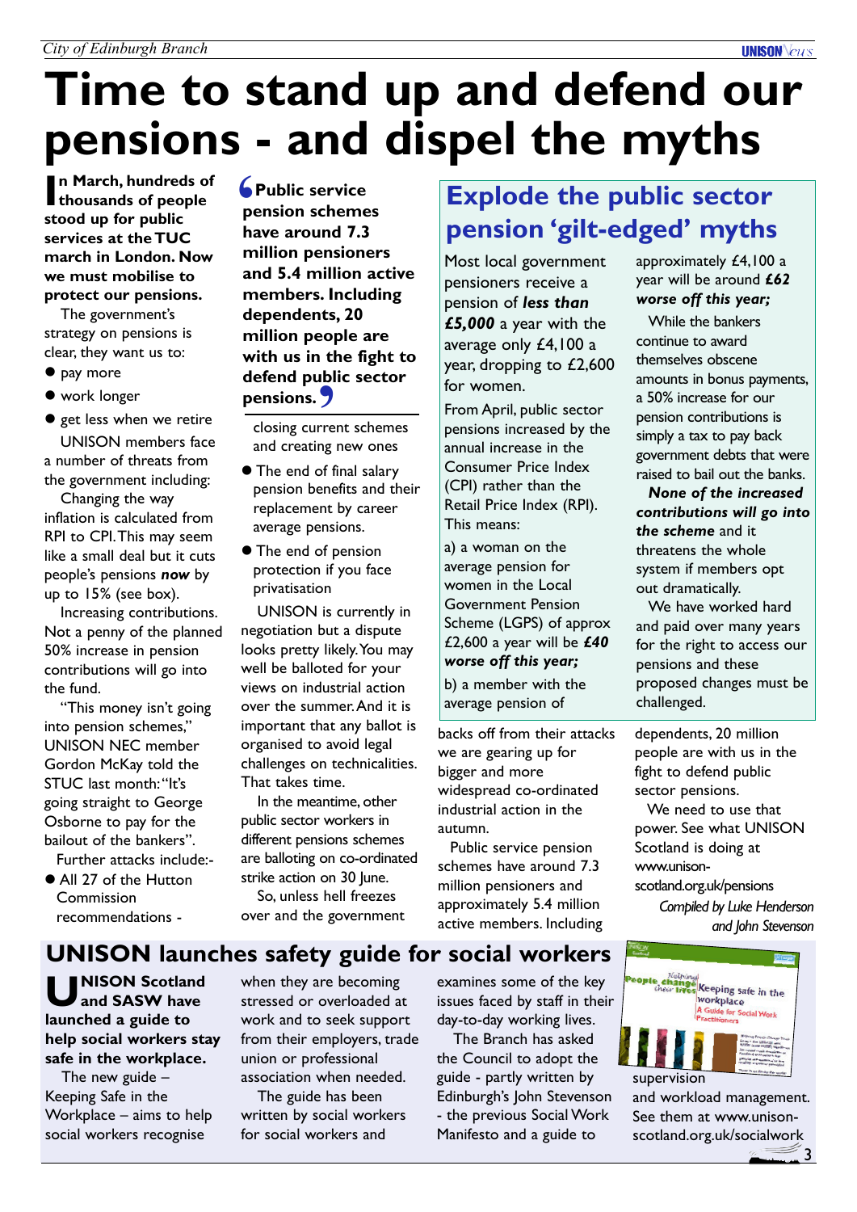# Time to stand up and defend our pensions - and dispel the myths

**In March, hundreds of thousands of people stood up for public services at the TUC march in London. Now we must mobilise to protect our pensions.**

The government's strategy on pensions is clear, they want us to:

- pay more
- work longer
- get less when we retire

UNISON members face a number of threats from the government including:

Changing the way inflation is calculated from RPI to CPI. This may seem like a small deal but it cuts people's pensions *now* by up to 15% (see box).

Increasing contributions. Not a penny of the planned 50% increase in pension contributions will go into the fund.

"This money isn't going into pension schemes," UNISON NEC member Gordon McKay told the STUC last month: "It's going straight to George Osborne to pay for the bailout of the bankers".

Further attacks include:-

- All 27 of the Hutton Commission recommendations - closing current schemes and creating new ones
- The end of final salary pension benefits and their replacement by career average pensions.
- The end of pension protection if you face privatisation

> **Public service pension schemes have around 7.3 million pensioners and 5.4 million active members. Including dependents, 20 million people are with us in the fight to defend public sector pensions.**

UNISON is currently in negotiation but a dispute looks pretty likely. You may well be balloted for your views on industrial action over the summer. And it is important that any ballot is organised to avoid legal challenges on technicalities. That takes time.

In the meantime, other public sector workers in different pensions schemes are balloting on co-ordinated strike action on 30 June.

So, unless hell freezes over and the government backs off from their attacks we are gearing up for bigger and more widespread co-ordinated industrial action in the autumn.

Public service pension schemes have around 7.3 million pensioners and approximately 5.4 million active members. Including dependents, 20 million people are with us in the fight to defend public sector pensions.

We need to use that power. See what UNISON Scotland is doing at www.unison-scotland.org.uk/pensions

*Compiled by Luke Henderson and John Stevenson*

## Explode the public sector pension 'gilt-edged' myths

Most local government pensioners receive a pension of ***less than £5,000*** a year with the average only £4,100 a year, dropping to £2,600 for women.

From April, public sector pensions increased by the annual increase in the Consumer Price Index (CPI) rather than the Retail Price Index (RPI). This means:

a) a woman on the average pension for women in the Local Government Pension Scheme (LGPS) of approx £2,600 a year will be ***£40 worse off this year;***

b) a member with the average pension of approximately £4,100 a year will be around ***£62 worse off this year;***

While the bankers continue to award themselves obscene amounts in bonus payments, a 50% increase for our pension contributions is simply a tax to pay back government debts that were raised to bail out the banks.

***None of the increased contributions will go into the scheme*** and it threatens the whole system if members opt out dramatically.

We have worked hard and paid over many years for the right to access our pensions and these proposed changes must be challenged.

## UNISON launches safety guide for social workers

**UNISON Scotland and SASW have launched a guide to help social workers stay safe in the workplace.**

The new guide – Keeping Safe in the Workplace – aims to help social workers recognise when they are becoming stressed or overloaded at work and to seek support from their employers, trade union or professional association when needed.

The guide has been written by social workers for social workers and examines some of the key issues faced by staff in their day-to-day working lives.

The Branch has asked the Council to adopt the guide - partly written by Edinburgh's John Stevenson - the previous Social Work Manifesto and a guide to supervision and workload management. See them at www.unison-scotland.org.uk/socialwork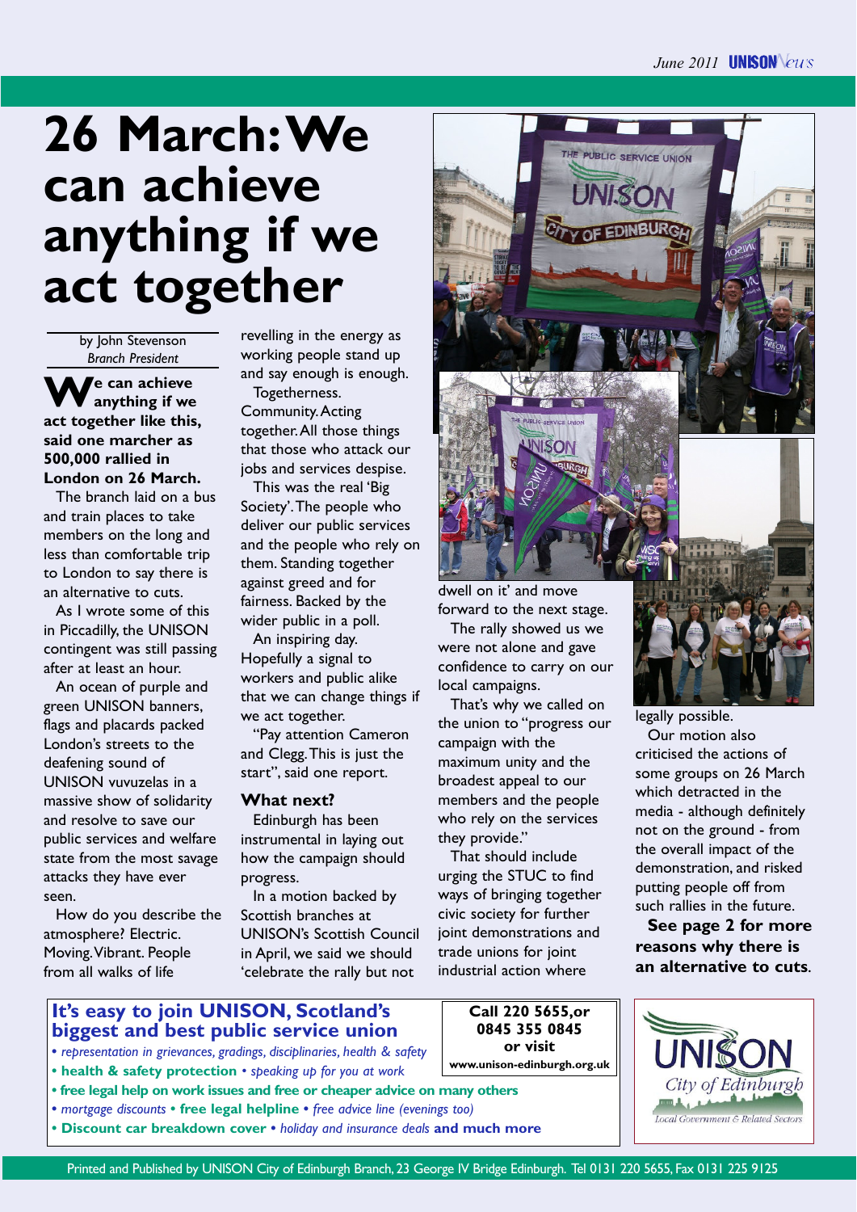# 26 March: We can achieve anything if we act together

by John Stevenson
*Branch President*

**We can achieve anything if we act together like this, said one marcher as 500,000 rallied in London on 26 March.**

The branch laid on a bus and train places to take members on the long and less than comfortable trip to London to say there is an alternative to cuts.

As I wrote some of this in Piccadilly, the UNISON contingent was still passing after at least an hour.

An ocean of purple and green UNISON banners, flags and placards packed London's streets to the deafening sound of UNISON vuvuzelas in a massive show of solidarity and resolve to save our public services and welfare state from the most savage attacks they have ever seen.

How do you describe the atmosphere? Electric. Moving. Vibrant. People from all walks of life revelling in the energy as working people stand up and say enough is enough.

Togetherness. Community. Acting together. All those things that those who attack our jobs and services despise.

This was the real 'Big Society'. The people who deliver our public services and the people who rely on them. Standing together against greed and for fairness. Backed by the wider public in a poll.

An inspiring day. Hopefully a signal to workers and public alike that we can change things if we act together.

"Pay attention Cameron and Clegg. This is just the start", said one report.

## What next?

Edinburgh has been instrumental in laying out how the campaign should progress.

In a motion backed by Scottish branches at UNISON's Scottish Council in April, we said we should 'celebrate the rally but not dwell on it' and move forward to the next stage.

The rally showed us we were not alone and gave confidence to carry on our local campaigns.

That's why we called on the union to "progress our campaign with the maximum unity and the broadest appeal to our members and the people who rely on the services they provide."

That should include urging the STUC to find ways of bringing together civic society for further joint demonstrations and trade unions for joint industrial action where legally possible.

Our motion also criticised the actions of some groups on 26 March which detracted in the media - although definitely not on the ground - from the overall impact of the demonstration, and risked putting people off from such rallies in the future.

**See page 2 for more reasons why there is an alternative to cuts.**

## It's easy to join UNISON, Scotland's biggest and best public service union

- *representation in grievances, gradings, disciplinaries, health & safety*
- **health & safety protection** • *speaking up for you at work*
- **free legal help on work issues and free or cheaper advice on many others**
- *mortgage discounts* • **free legal helpline** • *free advice line (evenings too)*
- **Discount car breakdown cover** • *holiday and insurance deals* **and much more**

**Call 220 5655, or 0845 355 0845 or visit**
**www.unison-edinburgh.org.uk**

UNISON City of Edinburgh
Local Government & Related Sectors

Printed and Published by UNISON City of Edinburgh Branch, 23 George IV Bridge Edinburgh. Tel 0131 220 5655, Fax 0131 225 9125